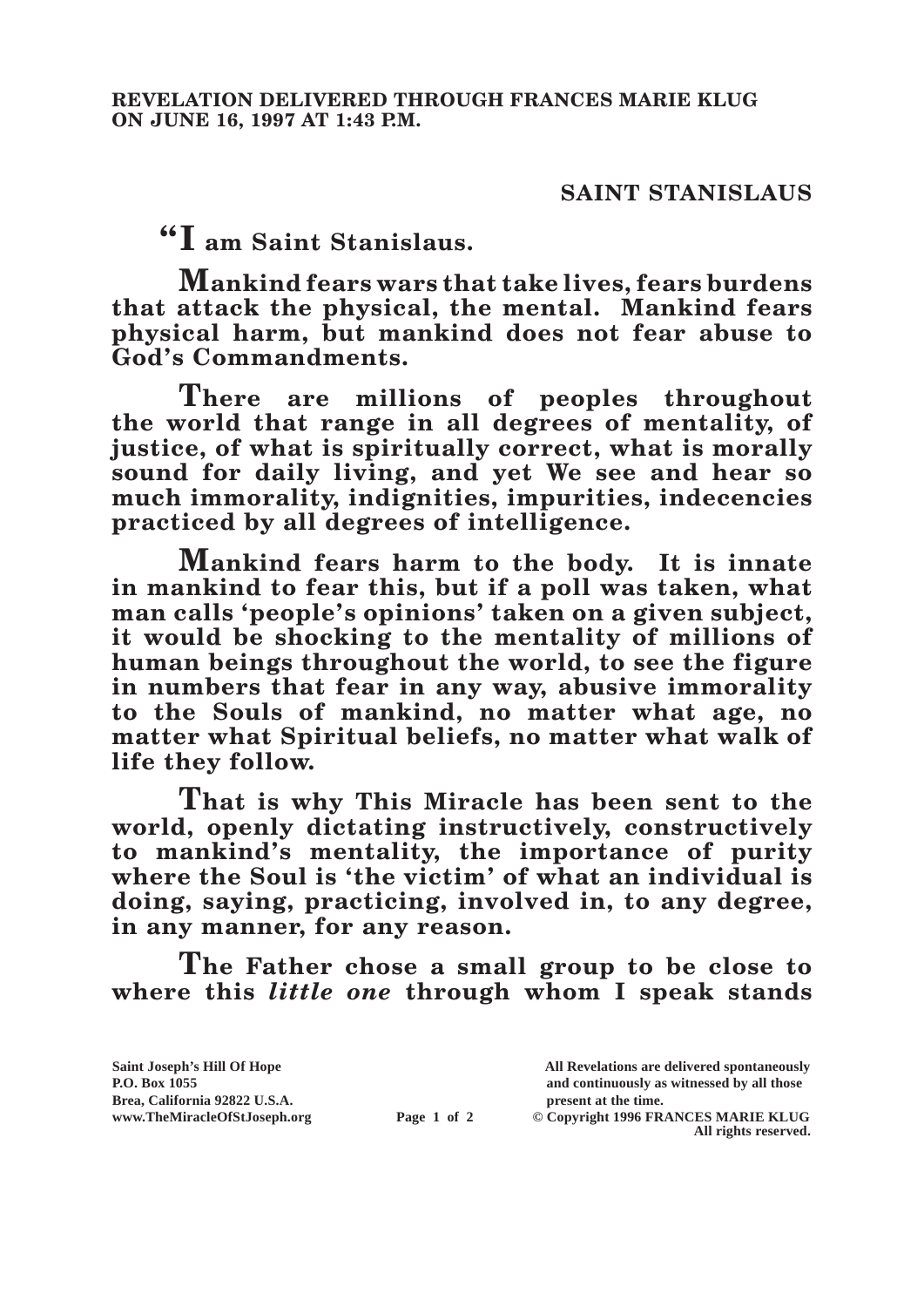**REVELATION DELIVERED THROUGH FRANCES MARIE KLUG ON JUNE 16, 1997 AT 1:43 P.M.**

## SAINT STANISLAUS

**"I am Saint Stanislaus.**

**Mankind fears wars that take lives, fears burdens that attack the physical, the mental. Mankind fears physical harm, but mankind does not fear abuse to God's Commandments.**

**There are millions of peoples throughout the world that range in all degrees of mentality, of justice, of what is spiritually correct, what is morally sound for daily living, and yet We see and hear so much immorality, indignities, impurities, indecencies practiced by all degrees of intelligence.**

**Mankind fears harm to the body. It is innate in mankind to fear this, but if a poll was taken, what man calls 'people's opinions' taken on a given subject, it would be shocking to the mentality of millions of human beings throughout the world, to see the figure in numbers that fear in any way, abusive immorality to the Souls of mankind, no matter what age, no matter what Spiritual beliefs, no matter what walk of life they follow.**

**That is why This Miracle has been sent to the world, openly dictating instructively, constructively to mankind's mentality, the importance of purity where the Soul is 'the victim' of what an individual is doing, saying, practicing, involved in, to any degree, in any manner, for any reason.**

**The Father chose a small group to be close to where this *little one* through whom I speak stands**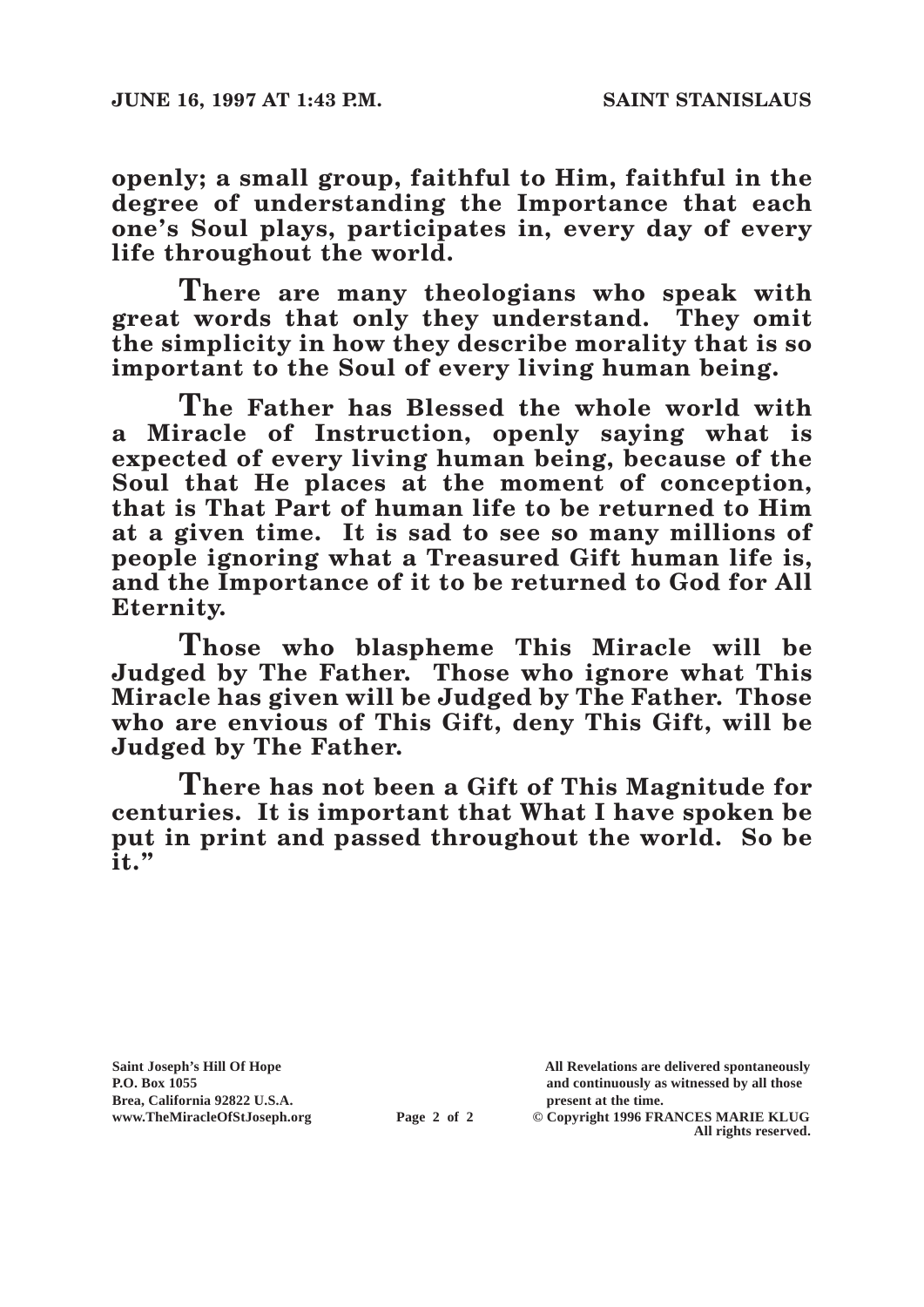**openly; a small group, faithful to Him, faithful in the degree of understanding the Importance that each one's Soul plays, participates in, every day of every life throughout the world.**

**There are many theologians who speak with great words that only they understand. They omit the simplicity in how they describe morality that is so important to the Soul of every living human being.**

**The Father has Blessed the whole world with a Miracle of Instruction, openly saying what is expected of every living human being, because of the Soul that He places at the moment of conception, that is That Part of human life to be returned to Him at a given time. It is sad to see so many millions of people ignoring what a Treasured Gift human life is, and the Importance of it to be returned to God for All Eternity.**

**Those who blaspheme This Miracle will be Judged by The Father. Those who ignore what This Miracle has given will be Judged by The Father. Those who are envious of This Gift, deny This Gift, will be Judged by The Father.**

**There has not been a Gift of This Magnitude for centuries. It is important that What I have spoken be put in print and passed throughout the world. So be it."**

**Saint Joseph's Hill Of Hope**
**P.O. Box 1055**
**Brea, California 92822 U.S.A.**
**www.TheMiracleOfStJoseph.org**

**All Revelations are delivered spontaneously and continuously as witnessed by all those present at the time.**
**© Copyright 1996 FRANCES MARIE KLUG**
**All rights reserved.**